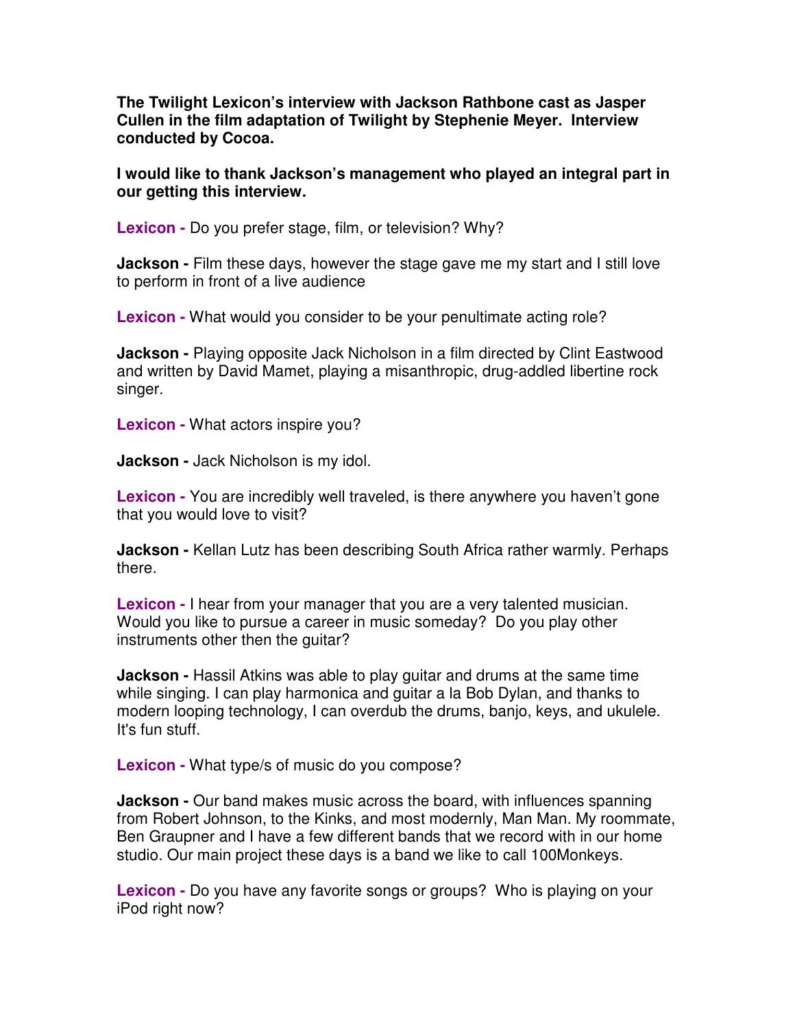**The Twilight Lexicon's interview with Jackson Rathbone cast as Jasper Cullen in the film adaptation of Twilight by Stephenie Meyer. Interview conducted by Cocoa.**

**I would like to thank Jackson's management who played an integral part in our getting this interview.**

**Lexicon -** Do you prefer stage, film, or television? Why?

**Jackson -** Film these days, however the stage gave me my start and I still love to perform in front of a live audience

**Lexicon -** What would you consider to be your penultimate acting role?

**Jackson -** Playing opposite Jack Nicholson in a film directed by Clint Eastwood and written by David Mamet, playing a misanthropic, drug-addled libertine rock singer.

**Lexicon -** What actors inspire you?

**Jackson -** Jack Nicholson is my idol.

**Lexicon -** You are incredibly well traveled, is there anywhere you haven't gone that you would love to visit?

**Jackson -** Kellan Lutz has been describing South Africa rather warmly. Perhaps there.

**Lexicon -** I hear from your manager that you are a very talented musician. Would you like to pursue a career in music someday? Do you play other instruments other then the guitar?

**Jackson -** Hassil Atkins was able to play guitar and drums at the same time while singing. I can play harmonica and guitar a la Bob Dylan, and thanks to modern looping technology, I can overdub the drums, banjo, keys, and ukulele. It's fun stuff.

**Lexicon -** What type/s of music do you compose?

**Jackson -** Our band makes music across the board, with influences spanning from Robert Johnson, to the Kinks, and most modernly, Man Man. My roommate, Ben Graupner and I have a few different bands that we record with in our home studio. Our main project these days is a band we like to call 100Monkeys.

**Lexicon -** Do you have any favorite songs or groups? Who is playing on your iPod right now?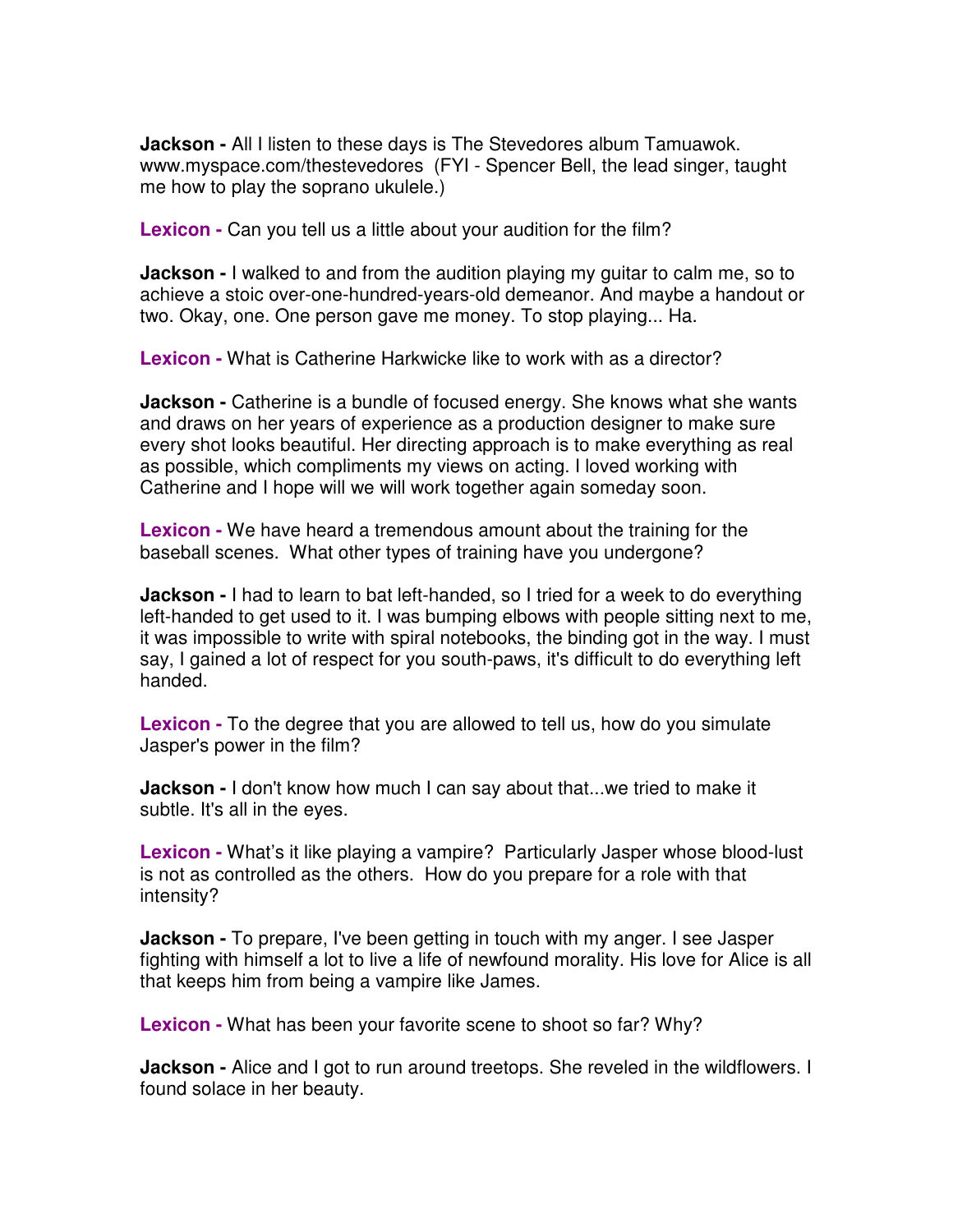**Jackson -** All I listen to these days is The Stevedores album Tamuawok. www.myspace.com/thestevedores (FYI - Spencer Bell, the lead singer, taught me how to play the soprano ukulele.)

**Lexicon -** Can you tell us a little about your audition for the film?

**Jackson -** I walked to and from the audition playing my guitar to calm me, so to achieve a stoic over-one-hundred-years-old demeanor. And maybe a handout or two. Okay, one. One person gave me money. To stop playing... Ha.

**Lexicon -** What is Catherine Harkwicke like to work with as a director?

**Jackson -** Catherine is a bundle of focused energy. She knows what she wants and draws on her years of experience as a production designer to make sure every shot looks beautiful. Her directing approach is to make everything as real as possible, which compliments my views on acting. I loved working with Catherine and I hope will we will work together again someday soon.

**Lexicon -** We have heard a tremendous amount about the training for the baseball scenes. What other types of training have you undergone?

**Jackson -** I had to learn to bat left-handed, so I tried for a week to do everything left-handed to get used to it. I was bumping elbows with people sitting next to me, it was impossible to write with spiral notebooks, the binding got in the way. I must say, I gained a lot of respect for you south-paws, it's difficult to do everything left handed.

**Lexicon -** To the degree that you are allowed to tell us, how do you simulate Jasper's power in the film?

**Jackson -** I don't know how much I can say about that...we tried to make it subtle. It's all in the eyes.

**Lexicon -** What's it like playing a vampire? Particularly Jasper whose blood-lust is not as controlled as the others. How do you prepare for a role with that intensity?

**Jackson -** To prepare, I've been getting in touch with my anger. I see Jasper fighting with himself a lot to live a life of newfound morality. His love for Alice is all that keeps him from being a vampire like James.

**Lexicon -** What has been your favorite scene to shoot so far? Why?

**Jackson -** Alice and I got to run around treetops. She reveled in the wildflowers. I found solace in her beauty.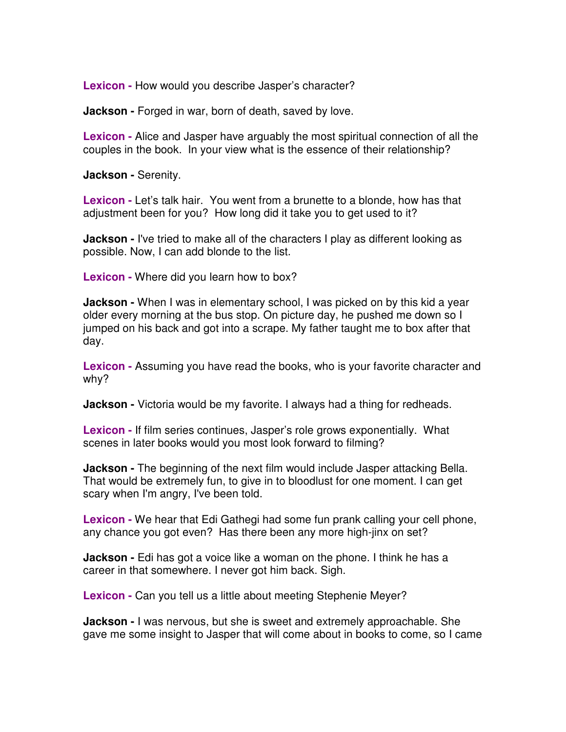**Lexicon -** How would you describe Jasper's character?

**Jackson -** Forged in war, born of death, saved by love.

**Lexicon -** Alice and Jasper have arguably the most spiritual connection of all the couples in the book. In your view what is the essence of their relationship?

**Jackson -** Serenity.

**Lexicon -** Let's talk hair. You went from a brunette to a blonde, how has that adjustment been for you? How long did it take you to get used to it?

**Jackson -** I've tried to make all of the characters I play as different looking as possible. Now, I can add blonde to the list.

**Lexicon -** Where did you learn how to box?

**Jackson -** When I was in elementary school, I was picked on by this kid a year older every morning at the bus stop. On picture day, he pushed me down so I jumped on his back and got into a scrape. My father taught me to box after that day.

**Lexicon -** Assuming you have read the books, who is your favorite character and why?

**Jackson -** Victoria would be my favorite. I always had a thing for redheads.

**Lexicon -** If film series continues, Jasper's role grows exponentially. What scenes in later books would you most look forward to filming?

**Jackson -** The beginning of the next film would include Jasper attacking Bella. That would be extremely fun, to give in to bloodlust for one moment. I can get scary when I'm angry, I've been told.

**Lexicon -** We hear that Edi Gathegi had some fun prank calling your cell phone, any chance you got even? Has there been any more high-jinx on set?

**Jackson -** Edi has got a voice like a woman on the phone. I think he has a career in that somewhere. I never got him back. Sigh.

**Lexicon -** Can you tell us a little about meeting Stephenie Meyer?

**Jackson -** I was nervous, but she is sweet and extremely approachable. She gave me some insight to Jasper that will come about in books to come, so I came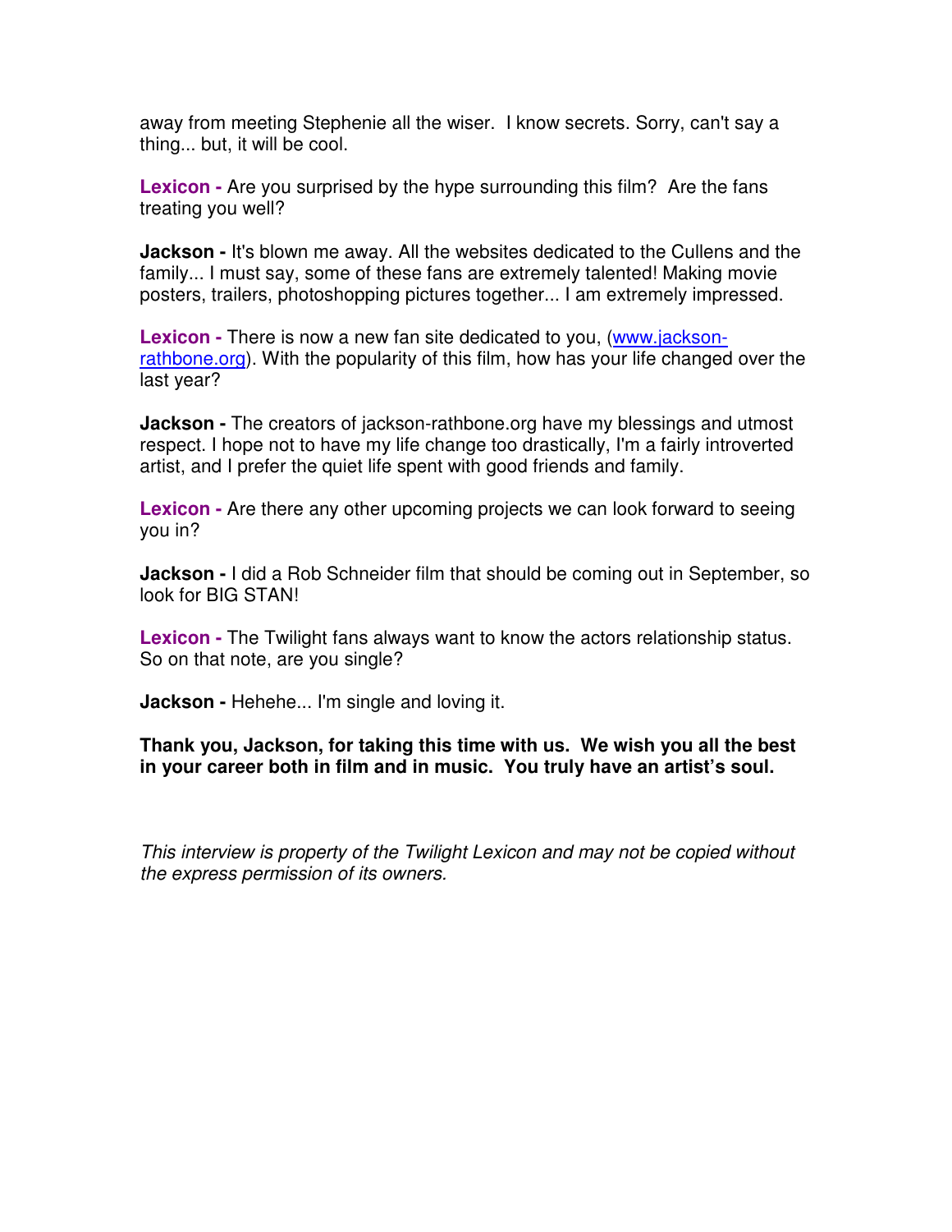away from meeting Stephenie all the wiser. I know secrets. Sorry, can't say a thing... but, it will be cool.

**Lexicon -** Are you surprised by the hype surrounding this film? Are the fans treating you well?

**Jackson -** It's blown me away. All the websites dedicated to the Cullens and the family... I must say, some of these fans are extremely talented! Making movie posters, trailers, photoshopping pictures together... I am extremely impressed.

**Lexicon -** There is now a new fan site dedicated to you, (www.jackson-rathbone.org). With the popularity of this film, how has your life changed over the last year?

**Jackson -** The creators of jackson-rathbone.org have my blessings and utmost respect. I hope not to have my life change too drastically, I'm a fairly introverted artist, and I prefer the quiet life spent with good friends and family.

**Lexicon -** Are there any other upcoming projects we can look forward to seeing you in?

**Jackson -** I did a Rob Schneider film that should be coming out in September, so look for BIG STAN!

**Lexicon -** The Twilight fans always want to know the actors relationship status. So on that note, are you single?

**Jackson -** Hehehe... I'm single and loving it.

**Thank you, Jackson, for taking this time with us. We wish you all the best in your career both in film and in music. You truly have an artist's soul.**

*This interview is property of the Twilight Lexicon and may not be copied without the express permission of its owners.*